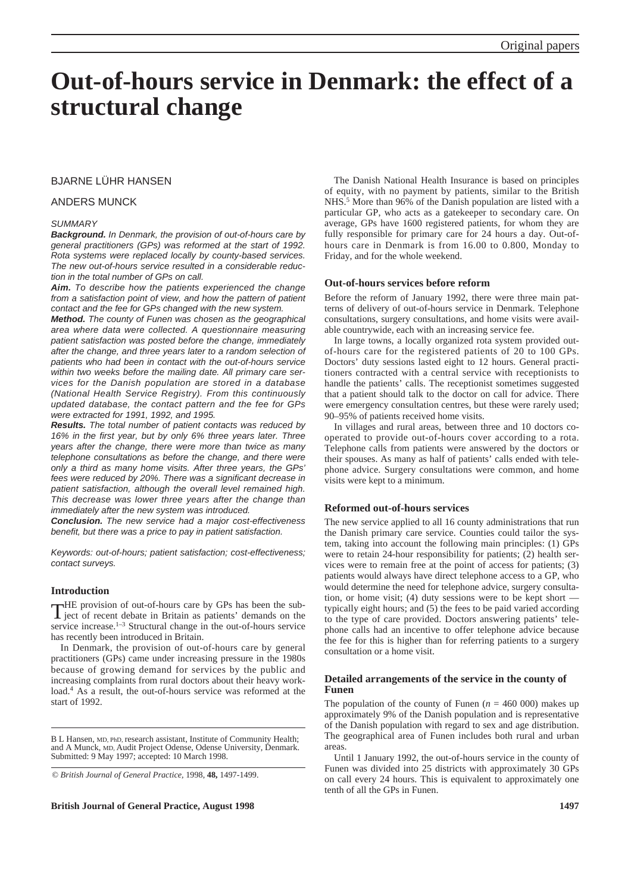# Out-of-hours service in Denmark: the effect of a structural change

BJARNE LÜHR HANSEN

ANDERS MUNCK

*SUMMARY*

***Background.*** *In Denmark, the provision of out-of-hours care by general practitioners (GPs) was reformed at the start of 1992. Rota systems were replaced locally by county-based services. The new out-of-hours service resulted in a considerable reduction in the total number of GPs on call.*

***Aim.*** *To describe how the patients experienced the change from a satisfaction point of view, and how the pattern of patient contact and the fee for GPs changed with the new system.*

***Method.*** *The county of Funen was chosen as the geographical area where data were collected. A questionnaire measuring patient satisfaction was posted before the change, immediately after the change, and three years later to a random selection of patients who had been in contact with the out-of-hours service within two weeks before the mailing date. All primary care services for the Danish population are stored in a database (National Health Service Registry). From this continuously updated database, the contact pattern and the fee for GPs were extracted for 1991, 1992, and 1995.*

***Results.*** *The total number of patient contacts was reduced by 16% in the first year, but by only 6% three years later. Three years after the change, there were more than twice as many telephone consultations as before the change, and there were only a third as many home visits. After three years, the GPs' fees were reduced by 20%. There was a significant decrease in patient satisfaction, although the overall level remained high. This decrease was lower three years after the change than immediately after the new system was introduced.*

***Conclusion.*** *The new service had a major cost-effectiveness benefit, but there was a price to pay in patient satisfaction.*

*Keywords: out-of-hours; patient satisfaction; cost-effectiveness; contact surveys.*

## Introduction

THE provision of out-of-hours care by GPs has been the subject of recent debate in Britain as patients' demands on the service increase.[1–3] Structural change in the out-of-hours service has recently been introduced in Britain.

In Denmark, the provision of out-of-hours care by general practitioners (GPs) came under increasing pressure in the 1980s because of growing demand for services by the public and increasing complaints from rural doctors about their heavy workload.[4] As a result, the out-of-hours service was reformed at the start of 1992.

B L Hansen, MD, PhD, research assistant, Institute of Community Health; and A Munck, MD, Audit Project Odense, Odense University, Denmark. Submitted: 9 May 1997; accepted: 10 March 1998.

© *British Journal of General Practice*, 1998, **48,** 1497-1499.

The Danish National Health Insurance is based on principles of equity, with no payment by patients, similar to the British NHS.[5] More than 96% of the Danish population are listed with a particular GP, who acts as a gatekeeper to secondary care. On average, GPs have 1600 registered patients, for whom they are fully responsible for primary care for 24 hours a day. Out-of-hours care in Denmark is from 16.00 to 0.800, Monday to Friday, and for the whole weekend.

### Out-of-hours services before reform

Before the reform of January 1992, there were three main patterns of delivery of out-of-hours service in Denmark. Telephone consultations, surgery consultations, and home visits were available countrywide, each with an increasing service fee.

In large towns, a locally organized rota system provided out-of-hours care for the registered patients of 20 to 100 GPs. Doctors' duty sessions lasted eight to 12 hours. General practitioners contracted with a central service with receptionists to handle the patients' calls. The receptionist sometimes suggested that a patient should talk to the doctor on call for advice. There were emergency consultation centres, but these were rarely used; 90–95% of patients received home visits.

In villages and rural areas, between three and 10 doctors co-operated to provide out-of-hours cover according to a rota. Telephone calls from patients were answered by the doctors or their spouses. As many as half of patients' calls ended with telephone advice. Surgery consultations were common, and home visits were kept to a minimum.

### Reformed out-of-hours services

The new service applied to all 16 county administrations that run the Danish primary care service. Counties could tailor the system, taking into account the following main principles: (1) GPs were to retain 24-hour responsibility for patients; (2) health services were to remain free at the point of access for patients; (3) patients would always have direct telephone access to a GP, who would determine the need for telephone advice, surgery consultation, or home visit; (4) duty sessions were to be kept short — typically eight hours; and (5) the fees to be paid varied according to the type of care provided. Doctors answering patients' telephone calls had an incentive to offer telephone advice because the fee for this is higher than for referring patients to a surgery consultation or a home visit.

### Detailed arrangements of the service in the county of Funen

The population of the county of Funen ($n$ = 460 000) makes up approximately 9% of the Danish population and is representative of the Danish population with regard to sex and age distribution. The geographical area of Funen includes both rural and urban areas.

Until 1 January 1992, the out-of-hours service in the county of Funen was divided into 25 districts with approximately 30 GPs on call every 24 hours. This is equivalent to approximately one tenth of all the GPs in Funen.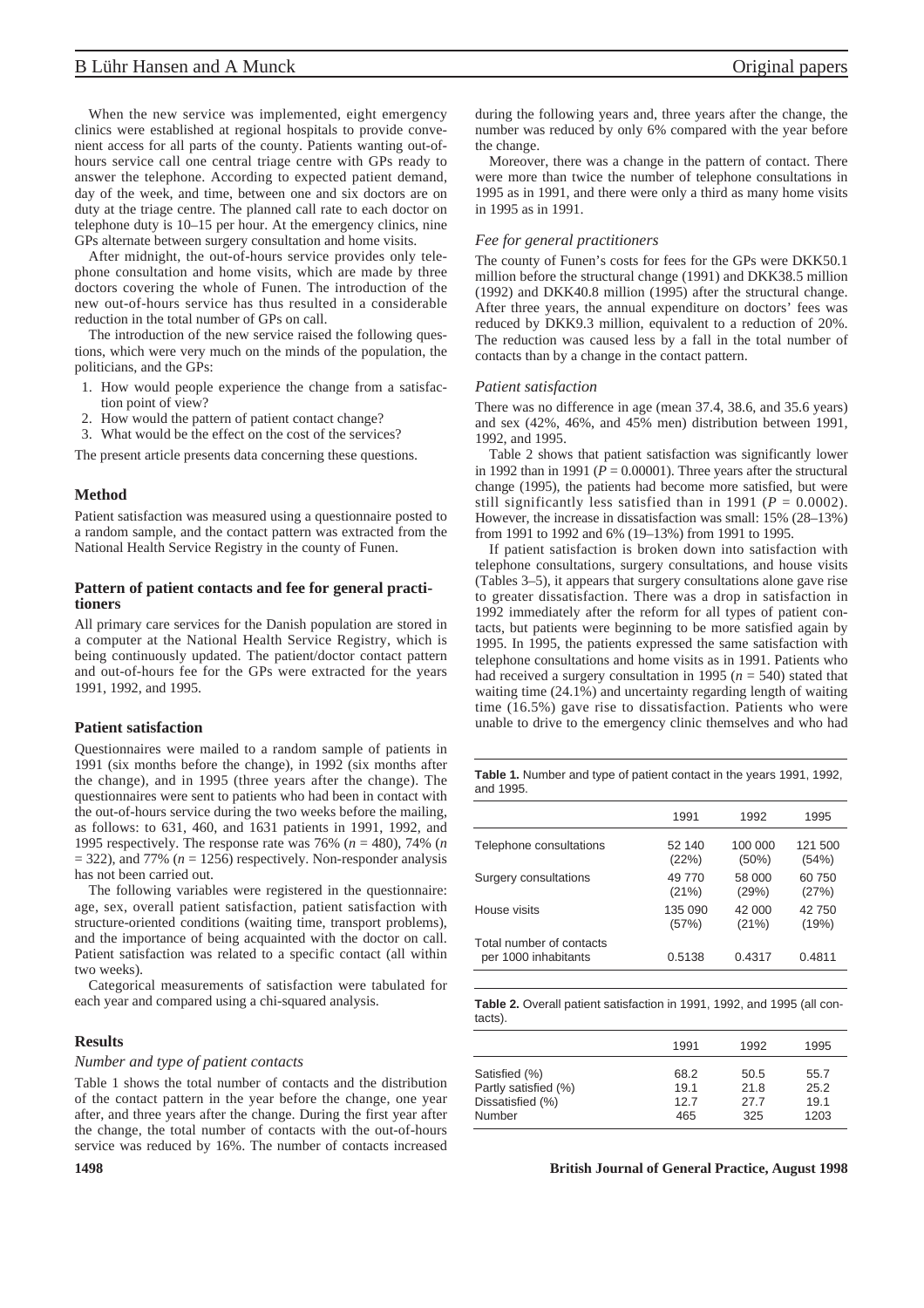When the new service was implemented, eight emergency clinics were established at regional hospitals to provide convenient access for all parts of the county. Patients wanting out-of-hours service call one central triage centre with GPs ready to answer the telephone. According to expected patient demand, day of the week, and time, between one and six doctors are on duty at the triage centre. The planned call rate to each doctor on telephone duty is 10–15 per hour. At the emergency clinics, nine GPs alternate between surgery consultation and home visits.

After midnight, the out-of-hours service provides only telephone consultation and home visits, which are made by three doctors covering the whole of Funen. The introduction of the new out-of-hours service has thus resulted in a considerable reduction in the total number of GPs on call.

The introduction of the new service raised the following questions, which were very much on the minds of the population, the politicians, and the GPs:

1. How would people experience the change from a satisfaction point of view?
2. How would the pattern of patient contact change?
3. What would be the effect on the cost of the services?

The present article presents data concerning these questions.

## Method

Patient satisfaction was measured using a questionnaire posted to a random sample, and the contact pattern was extracted from the National Health Service Registry in the county of Funen.

### Pattern of patient contacts and fee for general practitioners

All primary care services for the Danish population are stored in a computer at the National Health Service Registry, which is being continuously updated. The patient/doctor contact pattern and out-of-hours fee for the GPs were extracted for the years 1991, 1992, and 1995.

### Patient satisfaction

Questionnaires were mailed to a random sample of patients in 1991 (six months before the change), in 1992 (six months after the change), and in 1995 (three years after the change). The questionnaires were sent to patients who had been in contact with the out-of-hours service during the two weeks before the mailing, as follows: to 631, 460, and 1631 patients in 1991, 1992, and 1995 respectively. The response rate was 76% ($n$ = 480), 74% ($n$ = 322), and 77% ($n$ = 1256) respectively. Non-responder analysis has not been carried out.

The following variables were registered in the questionnaire: age, sex, overall patient satisfaction, patient satisfaction with structure-oriented conditions (waiting time, transport problems), and the importance of being acquainted with the doctor on call. Patient satisfaction was related to a specific contact (all within two weeks).

Categorical measurements of satisfaction were tabulated for each year and compared using a chi-squared analysis.

## Results

### *Number and type of patient contacts*

Table 1 shows the total number of contacts and the distribution of the contact pattern in the year before the change, one year after, and three years after the change. During the first year after the change, the total number of contacts with the out-of-hours service was reduced by 16%. The number of contacts increased during the following years and, three years after the change, the number was reduced by only 6% compared with the year before the change.

Moreover, there was a change in the pattern of contact. There were more than twice the number of telephone consultations in 1995 as in 1991, and there were only a third as many home visits in 1995 as in 1991.

### *Fee for general practitioners*

The county of Funen's costs for fees for the GPs were DKK50.1 million before the structural change (1991) and DKK38.5 million (1992) and DKK40.8 million (1995) after the structural change. After three years, the annual expenditure on doctors' fees was reduced by DKK9.3 million, equivalent to a reduction of 20%. The reduction was caused less by a fall in the total number of contacts than by a change in the contact pattern.

### *Patient satisfaction*

There was no difference in age (mean 37.4, 38.6, and 35.6 years) and sex (42%, 46%, and 45% men) distribution between 1991, 1992, and 1995.

Table 2 shows that patient satisfaction was significantly lower in 1992 than in 1991 ($P$ = 0.00001). Three years after the structural change (1995), the patients had become more satisfied, but were still significantly less satisfied than in 1991 ($P$ = 0.0002). However, the increase in dissatisfaction was small: 15% (28–13%) from 1991 to 1992 and 6% (19–13%) from 1991 to 1995.

If patient satisfaction is broken down into satisfaction with telephone consultations, surgery consultations, and house visits (Tables 3–5), it appears that surgery consultations alone gave rise to greater dissatisfaction. There was a drop in satisfaction in 1992 immediately after the reform for all types of patient contacts, but patients were beginning to be more satisfied again by 1995. In 1995, the patients expressed the same satisfaction with telephone consultations and home visits as in 1991. Patients who had received a surgery consultation in 1995 ($n$ = 540) stated that waiting time (24.1%) and uncertainty regarding length of waiting time (16.5%) gave rise to dissatisfaction. Patients who were unable to drive to the emergency clinic themselves and who had

**Table 1.** Number and type of patient contact in the years 1991, 1992, and 1995.

| | 1991 | 1992 | 1995 |
|---|---|---|---|
| Telephone consultations | 52 140 (22%) | 100 000 (50%) | 121 500 (54%) |
| Surgery consultations | 49 770 (21%) | 58 000 (29%) | 60 750 (27%) |
| House visits | 135 090 (57%) | 42 000 (21%) | 42 750 (19%) |
| Total number of contacts per 1000 inhabitants | 0.5138 | 0.4317 | 0.4811 |

**Table 2.** Overall patient satisfaction in 1991, 1992, and 1995 (all contacts).

| | 1991 | 1992 | 1995 |
|---|---|---|---|
| Satisfied (%) | 68.2 | 50.5 | 55.7 |
| Partly satisfied (%) | 19.1 | 21.8 | 25.2 |
| Dissatisfied (%) | 12.7 | 27.7 | 19.1 |
| Number | 465 | 325 | 1203 |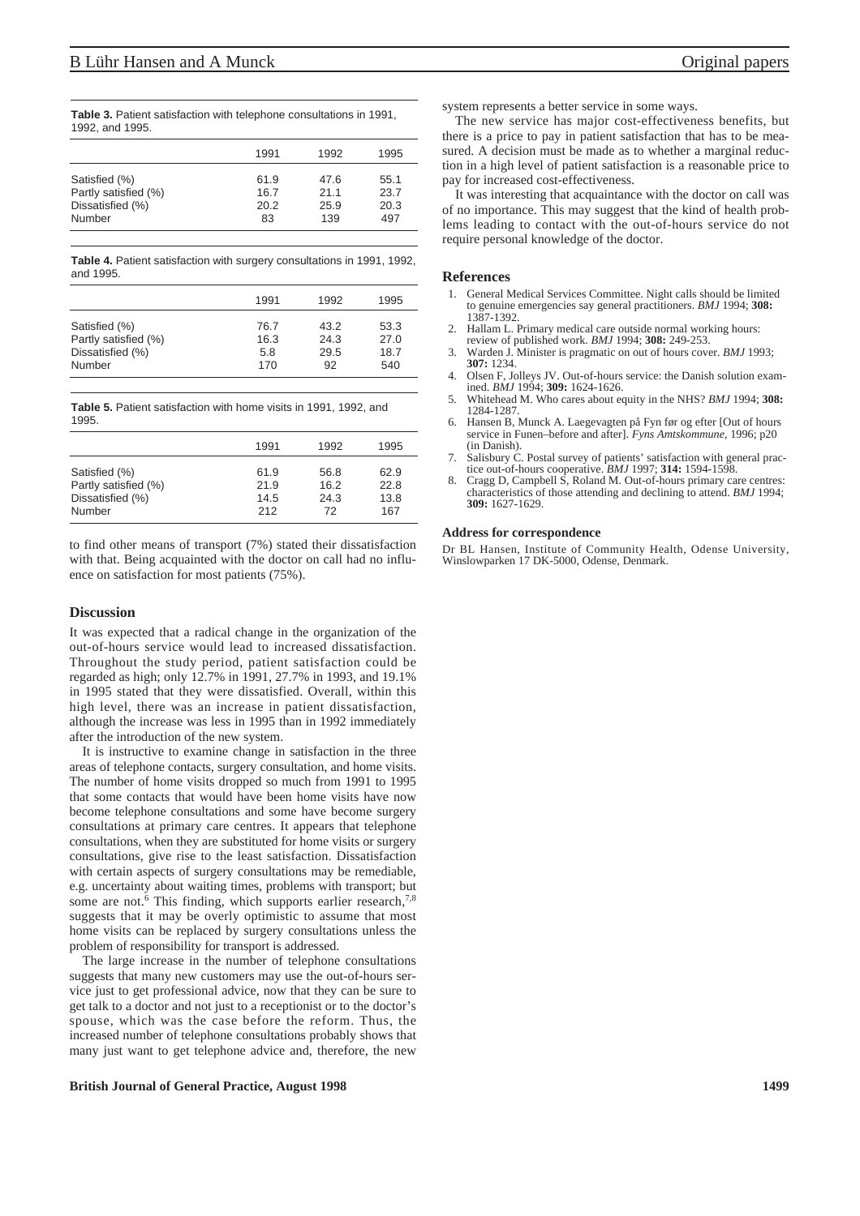**Table 3.** Patient satisfaction with telephone consultations in 1991, 1992, and 1995.

| | 1991 | 1992 | 1995 |
|---|---|---|---|
| Satisfied (%) | 61.9 | 47.6 | 55.1 |
| Partly satisfied (%) | 16.7 | 21.1 | 23.7 |
| Dissatisfied (%) | 20.2 | 25.9 | 20.3 |
| Number | 83 | 139 | 497 |

**Table 4.** Patient satisfaction with surgery consultations in 1991, 1992, and 1995.

| | 1991 | 1992 | 1995 |
|---|---|---|---|
| Satisfied (%) | 76.7 | 43.2 | 53.3 |
| Partly satisfied (%) | 16.3 | 24.3 | 27.0 |
| Dissatisfied (%) | 5.8 | 29.5 | 18.7 |
| Number | 170 | 92 | 540 |

**Table 5.** Patient satisfaction with home visits in 1991, 1992, and 1995.

| | 1991 | 1992 | 1995 |
|---|---|---|---|
| Satisfied (%) | 61.9 | 56.8 | 62.9 |
| Partly satisfied (%) | 21.9 | 16.2 | 22.8 |
| Dissatisfied (%) | 14.5 | 24.3 | 13.8 |
| Number | 212 | 72 | 167 |

to find other means of transport (7%) stated their dissatisfaction with that. Being acquainted with the doctor on call had no influence on satisfaction for most patients (75%).

## Discussion

It was expected that a radical change in the organization of the out-of-hours service would lead to increased dissatisfaction. Throughout the study period, patient satisfaction could be regarded as high; only 12.7% in 1991, 27.7% in 1993, and 19.1% in 1995 stated that they were dissatisfied. Overall, within this high level, there was an increase in patient dissatisfaction, although the increase was less in 1995 than in 1992 immediately after the introduction of the new system.

It is instructive to examine change in satisfaction in the three areas of telephone contacts, surgery consultation, and home visits. The number of home visits dropped so much from 1991 to 1995 that some contacts that would have been home visits have now become telephone consultations and some have become surgery consultations at primary care centres. It appears that telephone consultations, when they are substituted for home visits or surgery consultations, give rise to the least satisfaction. Dissatisfaction with certain aspects of surgery consultations may be remediable, e.g. uncertainty about waiting times, problems with transport; but some are not.[6] This finding, which supports earlier research,[7,8] suggests that it may be overly optimistic to assume that most home visits can be replaced by surgery consultations unless the problem of responsibility for transport is addressed.

The large increase in the number of telephone consultations suggests that many new customers may use the out-of-hours service just to get professional advice, now that they can be sure to get talk to a doctor and not just to a receptionist or to the doctor's spouse, which was the case before the reform. Thus, the increased number of telephone consultations probably shows that many just want to get telephone advice and, therefore, the new system represents a better service in some ways.

The new service has major cost-effectiveness benefits, but there is a price to pay in patient satisfaction that has to be measured. A decision must be made as to whether a marginal reduction in a high level of patient satisfaction is a reasonable price to pay for increased cost-effectiveness.

It was interesting that acquaintance with the doctor on call was of no importance. This may suggest that the kind of health problems leading to contact with the out-of-hours service do not require personal knowledge of the doctor.

## References

1. General Medical Services Committee. Night calls should be limited to genuine emergencies say general practitioners. *BMJ* 1994; **308:** 1387-1392.
2. Hallam L. Primary medical care outside normal working hours: review of published work. *BMJ* 1994; **308:** 249-253.
3. Warden J. Minister is pragmatic on out of hours cover. *BMJ* 1993; **307:** 1234.
4. Olsen F, Jolleys JV. Out-of-hours service: the Danish solution examined. *BMJ* 1994; **309:** 1624-1626.
5. Whitehead M. Who cares about equity in the NHS? *BMJ* 1994; **308:** 1284-1287.
6. Hansen B, Munck A. Laegevagten på Fyn før og efter [Out of hours service in Funen–before and after]. *Fyns Amtskommune*, 1996; p20 (in Danish).
7. Salisbury C. Postal survey of patients' satisfaction with general practice out-of-hours cooperative. *BMJ* 1997; **314:** 1594-1598.
8. Cragg D, Campbell S, Roland M. Out-of-hours primary care centres: characteristics of those attending and declining to attend. *BMJ* 1994; **309:** 1627-1629.

### Address for correspondence

Dr BL Hansen, Institute of Community Health, Odense University, Winslowparken 17 DK-5000, Odense, Denmark.